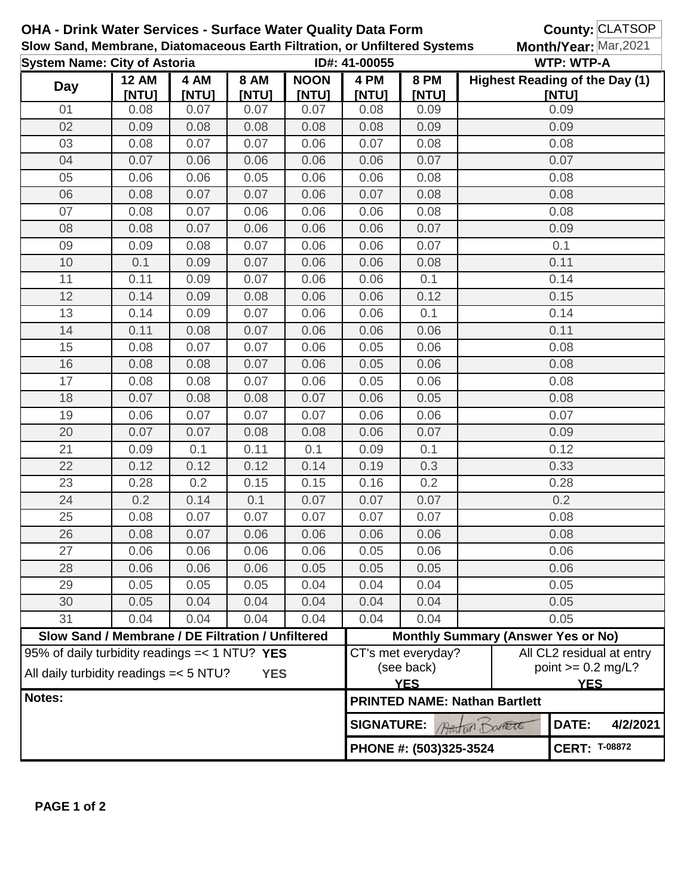**OHA - Drink Water Services - Surface Water Quality Data Form**

**Slow Sand, Membrane, Diatomaceous Earth Filtration, or Unfiltered Systems**

**County:** CLATSOP

**Month/Year:** Mar,2021

**System Name: City of Astoria** **ID#: 41-00055** **WTP: WTP-A**

| Day | 12 AM [NTU] | 4 AM [NTU] | 8 AM [NTU] | NOON [NTU] | 4 PM [NTU] | 8 PM [NTU] | Highest Reading of the Day (1) [NTU] |
|---|---|---|---|---|---|---|---|
| 01 | 0.08 | 0.07 | 0.07 | 0.07 | 0.08 | 0.09 | 0.09 |
| 02 | 0.09 | 0.08 | 0.08 | 0.08 | 0.08 | 0.09 | 0.09 |
| 03 | 0.08 | 0.07 | 0.07 | 0.06 | 0.07 | 0.08 | 0.08 |
| 04 | 0.07 | 0.06 | 0.06 | 0.06 | 0.06 | 0.07 | 0.07 |
| 05 | 0.06 | 0.06 | 0.05 | 0.06 | 0.06 | 0.08 | 0.08 |
| 06 | 0.08 | 0.07 | 0.07 | 0.06 | 0.07 | 0.08 | 0.08 |
| 07 | 0.08 | 0.07 | 0.06 | 0.06 | 0.06 | 0.08 | 0.08 |
| 08 | 0.08 | 0.07 | 0.06 | 0.06 | 0.06 | 0.07 | 0.09 |
| 09 | 0.09 | 0.08 | 0.07 | 0.06 | 0.06 | 0.07 | 0.1 |
| 10 | 0.1 | 0.09 | 0.07 | 0.06 | 0.06 | 0.08 | 0.11 |
| 11 | 0.11 | 0.09 | 0.07 | 0.06 | 0.06 | 0.1 | 0.14 |
| 12 | 0.14 | 0.09 | 0.08 | 0.06 | 0.06 | 0.12 | 0.15 |
| 13 | 0.14 | 0.09 | 0.07 | 0.06 | 0.06 | 0.1 | 0.14 |
| 14 | 0.11 | 0.08 | 0.07 | 0.06 | 0.06 | 0.06 | 0.11 |
| 15 | 0.08 | 0.07 | 0.07 | 0.06 | 0.05 | 0.06 | 0.08 |
| 16 | 0.08 | 0.08 | 0.07 | 0.06 | 0.05 | 0.06 | 0.08 |
| 17 | 0.08 | 0.08 | 0.07 | 0.06 | 0.05 | 0.06 | 0.08 |
| 18 | 0.07 | 0.08 | 0.08 | 0.07 | 0.06 | 0.05 | 0.08 |
| 19 | 0.06 | 0.07 | 0.07 | 0.07 | 0.06 | 0.06 | 0.07 |
| 20 | 0.07 | 0.07 | 0.08 | 0.08 | 0.06 | 0.07 | 0.09 |
| 21 | 0.09 | 0.1 | 0.11 | 0.1 | 0.09 | 0.1 | 0.12 |
| 22 | 0.12 | 0.12 | 0.12 | 0.14 | 0.19 | 0.3 | 0.33 |
| 23 | 0.28 | 0.2 | 0.15 | 0.15 | 0.16 | 0.2 | 0.28 |
| 24 | 0.2 | 0.14 | 0.1 | 0.07 | 0.07 | 0.07 | 0.2 |
| 25 | 0.08 | 0.07 | 0.07 | 0.07 | 0.07 | 0.07 | 0.08 |
| 26 | 0.08 | 0.07 | 0.06 | 0.06 | 0.06 | 0.06 | 0.08 |
| 27 | 0.06 | 0.06 | 0.06 | 0.06 | 0.05 | 0.06 | 0.06 |
| 28 | 0.06 | 0.06 | 0.06 | 0.05 | 0.05 | 0.05 | 0.06 |
| 29 | 0.05 | 0.05 | 0.05 | 0.04 | 0.04 | 0.04 | 0.05 |
| 30 | 0.05 | 0.04 | 0.04 | 0.04 | 0.04 | 0.04 | 0.05 |
| 31 | 0.04 | 0.04 | 0.04 | 0.04 | 0.04 | 0.04 | 0.05 |

| Slow Sand / Membrane / DE Filtration / Unfiltered | Monthly Summary (Answer Yes or No) | |
|---|---|---|
| 95% of daily turbidity readings =< 1 NTU? **YES** | CT's met everyday? (see back) **YES** | All CL2 residual at entry point >= 0.2 mg/L? **YES** |
| All daily turbidity readings =< 5 NTU? **YES** | | |

**Notes:**

**PRINTED NAME: Nathan Bartlett**

**SIGNATURE:** Nathan Bartlett **DATE: 4/2/2021**

**PHONE #: (503)325-3524** **CERT: T-08872**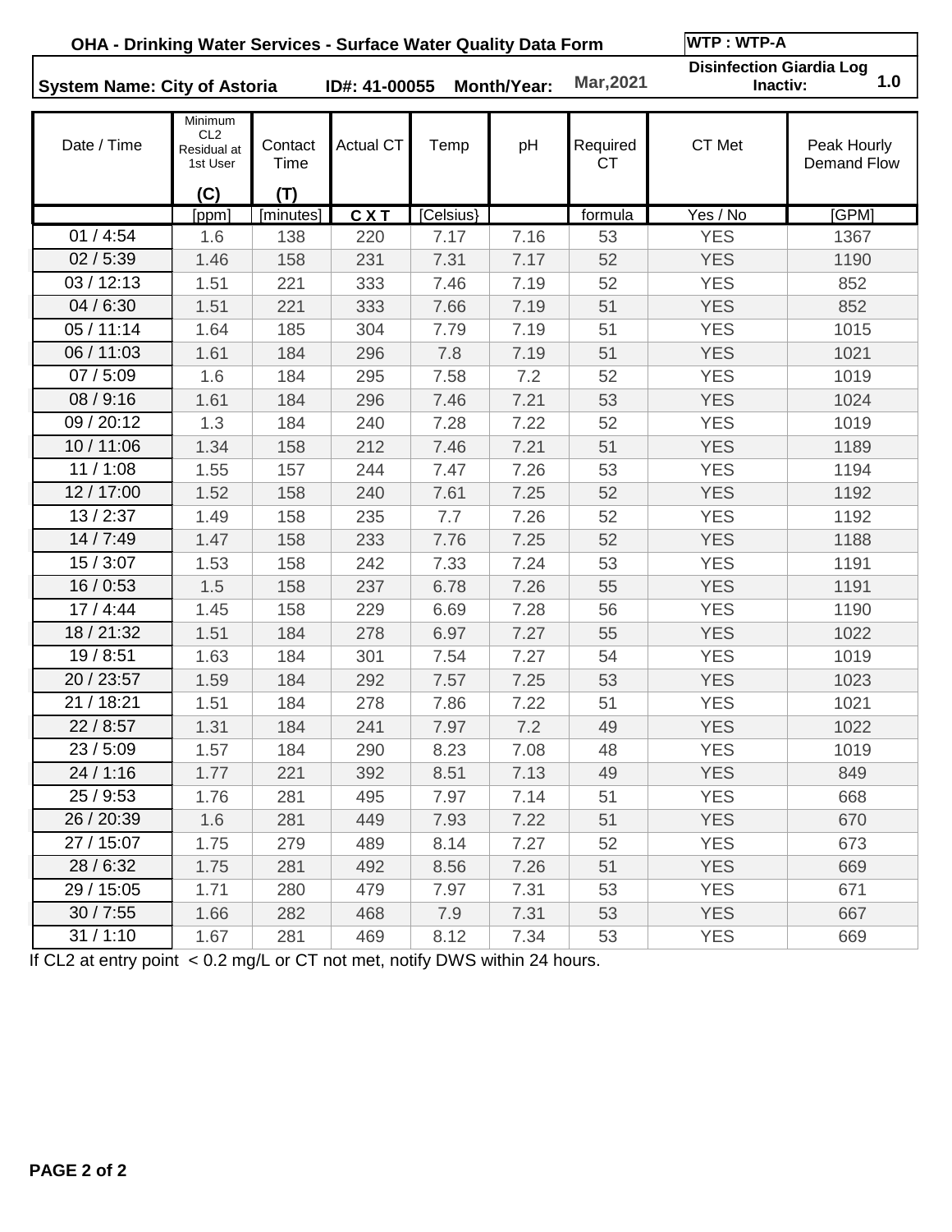**OHA - Drinking Water Services - Surface Water Quality Data Form**

**WTP : WTP-A**

**System Name: City of Astoria** **ID#: 41-00055** **Month/Year:** **Mar,2021**

**Disinfection Giardia Log Inactiv:** **1.0**

| Date / Time | Minimum $CL_2$ Residual at 1st User (C) | Contact Time (T) | Actual CT | Temp | pH | Required CT | CT Met | Peak Hourly Demand Flow |
|---|---|---|---|---|---|---|---|---|
| | [ppm] | [minutes] | C X T | [Celsius} | | formula | Yes / No | [GPM] |
| 01 / 4:54 | 1.6 | 138 | 220 | 7.17 | 7.16 | 53 | YES | 1367 |
| 02 / 5:39 | 1.46 | 158 | 231 | 7.31 | 7.17 | 52 | YES | 1190 |
| 03 / 12:13 | 1.51 | 221 | 333 | 7.46 | 7.19 | 52 | YES | 852 |
| 04 / 6:30 | 1.51 | 221 | 333 | 7.66 | 7.19 | 51 | YES | 852 |
| 05 / 11:14 | 1.64 | 185 | 304 | 7.79 | 7.19 | 51 | YES | 1015 |
| 06 / 11:03 | 1.61 | 184 | 296 | 7.8 | 7.19 | 51 | YES | 1021 |
| 07 / 5:09 | 1.6 | 184 | 295 | 7.58 | 7.2 | 52 | YES | 1019 |
| 08 / 9:16 | 1.61 | 184 | 296 | 7.46 | 7.21 | 53 | YES | 1024 |
| 09 / 20:12 | 1.3 | 184 | 240 | 7.28 | 7.22 | 52 | YES | 1019 |
| 10 / 11:06 | 1.34 | 158 | 212 | 7.46 | 7.21 | 51 | YES | 1189 |
| 11 / 1:08 | 1.55 | 157 | 244 | 7.47 | 7.26 | 53 | YES | 1194 |
| 12 / 17:00 | 1.52 | 158 | 240 | 7.61 | 7.25 | 52 | YES | 1192 |
| 13 / 2:37 | 1.49 | 158 | 235 | 7.7 | 7.26 | 52 | YES | 1192 |
| 14 / 7:49 | 1.47 | 158 | 233 | 7.76 | 7.25 | 52 | YES | 1188 |
| 15 / 3:07 | 1.53 | 158 | 242 | 7.33 | 7.24 | 53 | YES | 1191 |
| 16 / 0:53 | 1.5 | 158 | 237 | 6.78 | 7.26 | 55 | YES | 1191 |
| 17 / 4:44 | 1.45 | 158 | 229 | 6.69 | 7.28 | 56 | YES | 1190 |
| 18 / 21:32 | 1.51 | 184 | 278 | 6.97 | 7.27 | 55 | YES | 1022 |
| 19 / 8:51 | 1.63 | 184 | 301 | 7.54 | 7.27 | 54 | YES | 1019 |
| 20 / 23:57 | 1.59 | 184 | 292 | 7.57 | 7.25 | 53 | YES | 1023 |
| 21 / 18:21 | 1.51 | 184 | 278 | 7.86 | 7.22 | 51 | YES | 1021 |
| 22 / 8:57 | 1.31 | 184 | 241 | 7.97 | 7.2 | 49 | YES | 1022 |
| 23 / 5:09 | 1.57 | 184 | 290 | 8.23 | 7.08 | 48 | YES | 1019 |
| 24 / 1:16 | 1.77 | 221 | 392 | 8.51 | 7.13 | 49 | YES | 849 |
| 25 / 9:53 | 1.76 | 281 | 495 | 7.97 | 7.14 | 51 | YES | 668 |
| 26 / 20:39 | 1.6 | 281 | 449 | 7.93 | 7.22 | 51 | YES | 670 |
| 27 / 15:07 | 1.75 | 279 | 489 | 8.14 | 7.27 | 52 | YES | 673 |
| 28 / 6:32 | 1.75 | 281 | 492 | 8.56 | 7.26 | 51 | YES | 669 |
| 29 / 15:05 | 1.71 | 280 | 479 | 7.97 | 7.31 | 53 | YES | 671 |
| 30 / 7:55 | 1.66 | 282 | 468 | 7.9 | 7.31 | 53 | YES | 667 |
| 31 / 1:10 | 1.67 | 281 | 469 | 8.12 | 7.34 | 53 | YES | 669 |

If CL2 at entry point < 0.2 mg/L or CT not met, notify DWS within 24 hours.